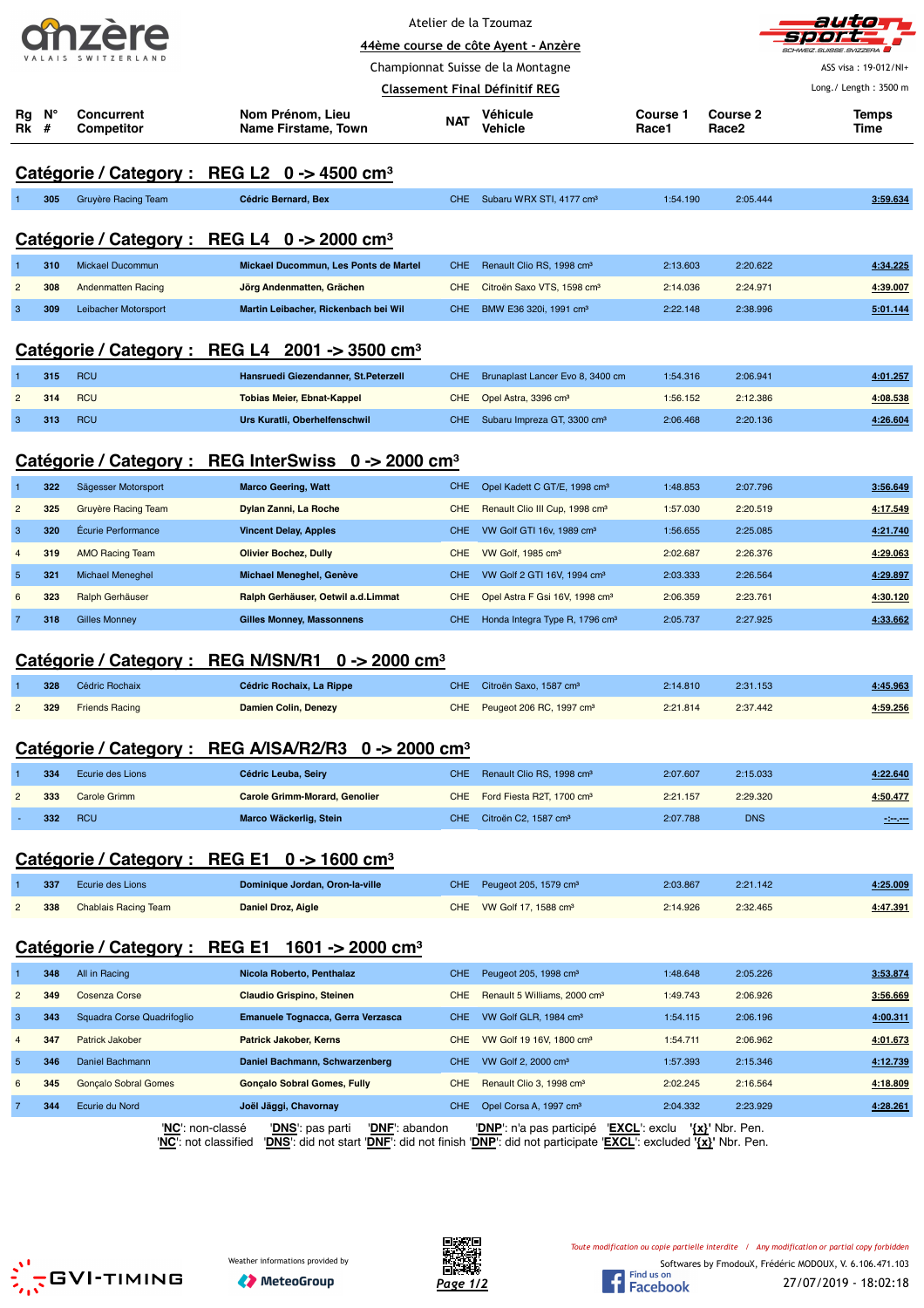Atelier de la Tzoumaz

**44ème course de côte Ayent - Anzère**

Championnat Suisse de la Montagne

**Classement Final Définitif REG**

ASS visa : 19-012/NI+

Long./ Length : 3500 m

## Catégorie / Category : REG L2 0 -> 4500 cm³

| Rg Rk | N° # | Concurrent Competitor | Nom Prénom, Lieu Name Firstame, Town | NAT | Véhicule Vehicle | Course 1 Race1 | Course 2 Race2 | Temps Time |
|---|---|---|---|---|---|---|---|---|
| 1 | 305 | Gruyère Racing Team | Cédric Bernard, Bex | CHE | Subaru WRX STI, 4177 cm³ | 1:54.190 | 2:05.444 | 3:59.634 |

## Catégorie / Category : REG L4 0 -> 2000 cm³

| Rg Rk | N° # | Concurrent Competitor | Nom Prénom, Lieu Name Firstame, Town | NAT | Véhicule Vehicle | Course 1 Race1 | Course 2 Race2 | Temps Time |
|---|---|---|---|---|---|---|---|---|
| 1 | 310 | Mickael Ducommun | Mickael Ducommun, Les Ponts de Martel | CHE | Renault Clio RS, 1998 cm³ | 2:13.603 | 2:20.622 | 4:34.225 |
| 2 | 308 | Andenmatten Racing | Jörg Andenmatten, Grächen | CHE | Citroën Saxo VTS, 1598 cm³ | 2:14.036 | 2:24.971 | 4:39.007 |
| 3 | 309 | Leibacher Motorsport | Martin Leibacher, Rickenbach bei Wil | CHE | BMW E36 320i, 1991 cm³ | 2:22.148 | 2:38.996 | 5:01.144 |

## Catégorie / Category : REG L4 2001 -> 3500 cm³

| Rg Rk | N° # | Concurrent Competitor | Nom Prénom, Lieu Name Firstame, Town | NAT | Véhicule Vehicle | Course 1 Race1 | Course 2 Race2 | Temps Time |
|---|---|---|---|---|---|---|---|---|
| 1 | 315 | RCU | Hansruedi Giezendanner, St.Peterzell | CHE | Brunaplast Lancer Evo 8, 3400 cm | 1:54.316 | 2:06.941 | 4:01.257 |
| 2 | 314 | RCU | Tobias Meier, Ebnat-Kappel | CHE | Opel Astra, 3396 cm³ | 1:56.152 | 2:12.386 | 4:08.538 |
| 3 | 313 | RCU | Urs Kuratli, Oberhelfenschwil | CHE | Subaru Impreza GT, 3300 cm³ | 2:06.468 | 2:20.136 | 4:26.604 |

## Catégorie / Category : REG InterSwiss 0 -> 2000 cm³

| Rg Rk | N° # | Concurrent Competitor | Nom Prénom, Lieu Name Firstame, Town | NAT | Véhicule Vehicle | Course 1 Race1 | Course 2 Race2 | Temps Time |
|---|---|---|---|---|---|---|---|---|
| 1 | 322 | Sägesser Motorsport | Marco Geering, Watt | CHE | Opel Kadett C GT/E, 1998 cm³ | 1:48.853 | 2:07.796 | 3:56.649 |
| 2 | 325 | Gruyère Racing Team | Dylan Zanni, La Roche | CHE | Renault Clio III Cup, 1998 cm³ | 1:57.030 | 2:20.519 | 4:17.549 |
| 3 | 320 | Écurie Performance | Vincent Delay, Apples | CHE | VW Golf GTI 16v, 1989 cm³ | 1:56.655 | 2:25.085 | 4:21.740 |
| 4 | 319 | AMO Racing Team | Olivier Bochez, Dully | CHE | VW Golf, 1985 cm³ | 2:02.687 | 2:26.376 | 4:29.063 |
| 5 | 321 | Michael Meneghel | Michael Meneghel, Genève | CHE | VW Golf 2 GTI 16V, 1994 cm³ | 2:03.333 | 2:26.564 | 4:29.897 |
| 6 | 323 | Ralph Gerhäuser | Ralph Gerhäuser, Oetwil a.d.Limmat | CHE | Opel Astra F Gsi 16V, 1998 cm³ | 2:06.359 | 2:23.761 | 4:30.120 |
| 7 | 318 | Gilles Monney | Gilles Monney, Massonnens | CHE | Honda Integra Type R, 1796 cm³ | 2:05.737 | 2:27.925 | 4:33.662 |

## Catégorie / Category : REG N/ISN/R1 0 -> 2000 cm³

| Rg Rk | N° # | Concurrent Competitor | Nom Prénom, Lieu Name Firstame, Town | NAT | Véhicule Vehicle | Course 1 Race1 | Course 2 Race2 | Temps Time |
|---|---|---|---|---|---|---|---|---|
| 1 | 328 | Cédric Rochaix | Cédric Rochaix, La Rippe | CHE | Citroën Saxo, 1587 cm³ | 2:14.810 | 2:31.153 | 4:45.963 |
| 2 | 329 | Friends Racing | Damien Colin, Denezy | CHE | Peugeot 206 RC, 1997 cm³ | 2:21.814 | 2:37.442 | 4:59.256 |

## Catégorie / Category : REG A/ISA/R2/R3 0 -> 2000 cm³

| Rg Rk | N° # | Concurrent Competitor | Nom Prénom, Lieu Name Firstame, Town | NAT | Véhicule Vehicle | Course 1 Race1 | Course 2 Race2 | Temps Time |
|---|---|---|---|---|---|---|---|---|
| 1 | 334 | Ecurie des Lions | Cédric Leuba, Seiry | CHE | Renault Clio RS, 1998 cm³ | 2:07.607 | 2:15.033 | 4:22.640 |
| 2 | 333 | Carole Grimm | Carole Grimm-Morard, Genolier | CHE | Ford Fiesta R2T, 1700 cm³ | 2:21.157 | 2:29.320 | 4:50.477 |
| - | 332 | RCU | Marco Wäckerlig, Stein | CHE | Citroën C2, 1587 cm³ | 2:07.788 | DNS | -:--.--- |

## Catégorie / Category : REG E1 0 -> 1600 cm³

| Rg Rk | N° # | Concurrent Competitor | Nom Prénom, Lieu Name Firstame, Town | NAT | Véhicule Vehicle | Course 1 Race1 | Course 2 Race2 | Temps Time |
|---|---|---|---|---|---|---|---|---|
| 1 | 337 | Ecurie des Lions | Dominique Jordan, Oron-la-ville | CHE | Peugeot 205, 1579 cm³ | 2:03.867 | 2:21.142 | 4:25.009 |
| 2 | 338 | Chablais Racing Team | Daniel Droz, Aigle | CHE | VW Golf 17, 1588 cm³ | 2:14.926 | 2:32.465 | 4:47.391 |

## Catégorie / Category : REG E1 1601 -> 2000 cm³

| Rg Rk | N° # | Concurrent Competitor | Nom Prénom, Lieu Name Firstame, Town | NAT | Véhicule Vehicle | Course 1 Race1 | Course 2 Race2 | Temps Time |
|---|---|---|---|---|---|---|---|---|
| 1 | 348 | All in Racing | Nicola Roberto, Penthalaz | CHE | Peugeot 205, 1998 cm³ | 1:48.648 | 2:05.226 | 3:53.874 |
| 2 | 349 | Cosenza Corse | Claudio Grispino, Steinen | CHE | Renault 5 Williams, 2000 cm³ | 1:49.743 | 2:06.926 | 3:56.669 |
| 3 | 343 | Squadra Corse Quadrifoglio | Emanuele Tognacca, Gerra Verzasca | CHE | VW Golf GLR, 1984 cm³ | 1:54.115 | 2:06.196 | 4:00.311 |
| 4 | 347 | Patrick Jakober | Patrick Jakober, Kerns | CHE | VW Golf 19 16V, 1800 cm³ | 1:54.711 | 2:06.962 | 4:01.673 |
| 5 | 346 | Daniel Bachmann | Daniel Bachmann, Schwarzenberg | CHE | VW Golf 2, 2000 cm³ | 1:57.393 | 2:15.346 | 4:12.739 |
| 6 | 345 | Gonçalo Sobral Gomes | Gonçalo Sobral Gomes, Fully | CHE | Renault Clio 3, 1998 cm³ | 2:02.245 | 2:16.564 | 4:18.809 |
| 7 | 344 | Ecurie du Nord | Joël Jäggi, Chavornay | CHE | Opel Corsa A, 1997 cm³ | 2:04.332 | 2:23.929 | 4:28.261 |

'NC': non-classé 'DNS': pas parti 'DNF': abandon 'DNP': n'a pas participé 'EXCL': exclu '{x}' Nbr. Pen.
'NC': not classified 'DNS': did not start 'DNF': did not finish 'DNP': did not participate 'EXCL': excluded '{x}' Nbr. Pen.

*Toute modification ou copie partielle interdite / Any modification or partial copy forbidden*

Weather informations provided by MeteoGroup

Softwares by FmodouX, Frédéric MODOUX, V. 6.106.471.103

27/07/2019 - 18:02:18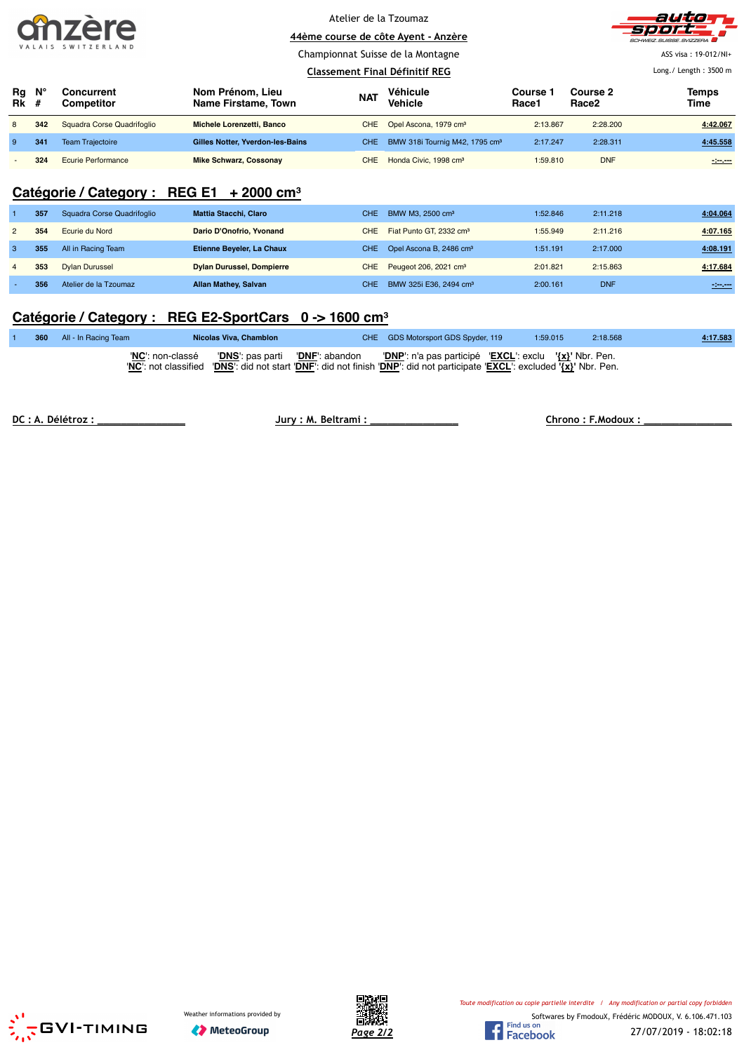Atelier de la Tzoumaz

44ème course de côte Ayent - Anzère

Championnat Suisse de la Montagne

Classement Final Définitif REG

ASS visa : 19-012/NI+

Long./ Length : 3500 m

| Rg Rk | N° # | Concurrent Competitor | Nom Prénom, Lieu Name Firstame, Town | NAT | Véhicule Vehicle | Course 1 Race1 | Course 2 Race2 | Temps Time |
|---|---|---|---|---|---|---|---|---|
| 8 | 342 | Squadra Corse Quadrifoglio | Michele Lorenzetti, Banco | CHE | Opel Ascona, 1979 cm³ | 2:13.867 | 2:28.200 | 4:42.067 |
| 9 | 341 | Team Trajectoire | Gilles Notter, Yverdon-les-Bains | CHE | BMW 318i Tournig M42, 1795 cm³ | 2:17.247 | 2:28.311 | 4:45.558 |
| - | 324 | Ecurie Performance | Mike Schwarz, Cossonay | CHE | Honda Civic, 1998 cm³ | 1:59.810 | DNF | -:--.--- |

## Catégorie / Category : REG E1 + 2000 cm³

| Rg Rk | N° # | Concurrent Competitor | Nom Prénom, Lieu Name Firstame, Town | NAT | Véhicule Vehicle | Course 1 Race1 | Course 2 Race2 | Temps Time |
|---|---|---|---|---|---|---|---|---|
| 1 | 357 | Squadra Corse Quadrifoglio | Mattia Stacchi, Claro | CHE | BMW M3, 2500 cm³ | 1:52.846 | 2:11.218 | 4:04.064 |
| 2 | 354 | Ecurie du Nord | Dario D'Onofrio, Yvonand | CHE | Fiat Punto GT, 2332 cm³ | 1:55.949 | 2:11.216 | 4:07.165 |
| 3 | 355 | All in Racing Team | Etienne Beyeler, La Chaux | CHE | Opel Ascona B, 2486 cm³ | 1:51.191 | 2:17.000 | 4:08.191 |
| 4 | 353 | Dylan Durussel | Dylan Durussel, Dompierre | CHE | Peugeot 206, 2021 cm³ | 2:01.821 | 2:15.863 | 4:17.684 |
| - | 356 | Atelier de la Tzoumaz | Allan Mathey, Salvan | CHE | BMW 325i E36, 2494 cm³ | 2:00.161 | DNF | -:--.--- |

## Catégorie / Category : REG E2-SportCars 0 -> 1600 cm³

| Rg Rk | N° # | Concurrent Competitor | Nom Prénom, Lieu Name Firstame, Town | NAT | Véhicule Vehicle | Course 1 Race1 | Course 2 Race2 | Temps Time |
|---|---|---|---|---|---|---|---|---|
| 1 | 360 | All - In Racing Team | Nicolas Viva, Chamblon | CHE | GDS Motorsport GDS Spyder, 119 | 1:59.015 | 2:18.568 | 4:17.583 |

'**NC**': non-classé '**DNS**': pas parti '**DNF**': abandon '**DNP**': n'a pas participé '**EXCL**': exclu '**{x}**' Nbr. Pen.
'**NC**': not classified '**DNS**': did not start '**DNF**': did not finish '**DNP**': did not participate '**EXCL**': excluded '**{x}**' Nbr. Pen.

DC : A. Délétroz : ________________ Jury : M. Beltrami : ________________ Chrono : F.Modoux : ________________

Weather informations provided by MeteoGroup

*Toute modification ou copie partielle interdite / Any modification or partial copy forbidden*

Softwares by FmodouX, Frédéric MODOUX, V. 6.106.471.103

27/07/2019 - 18:02:18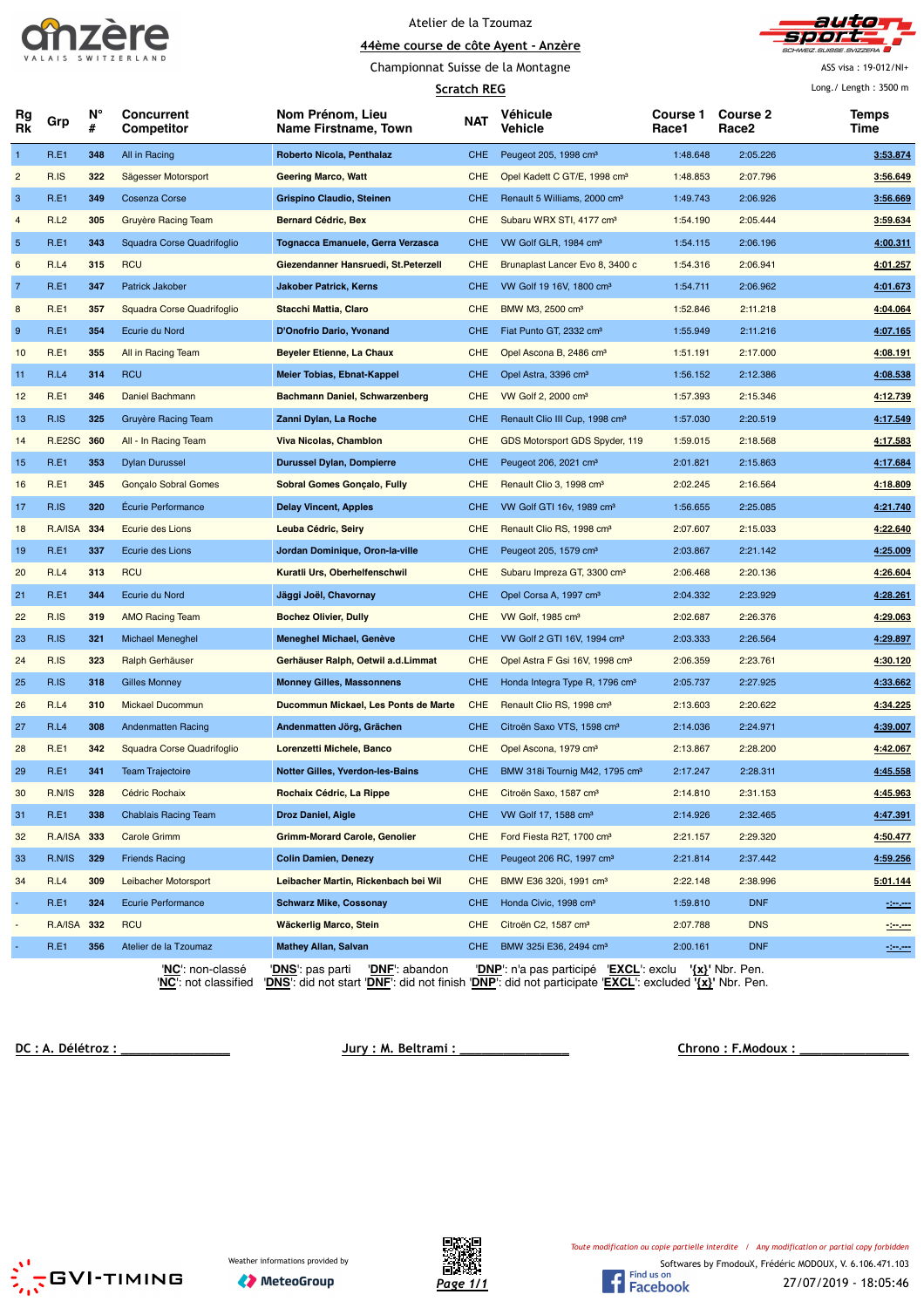Atelier de la Tzoumaz

44ème course de côte Ayent - Anzère

Championnat Suisse de la Montagne

**Scratch REG**

ASS visa : 19-012/NI+

Long./ Length : 3500 m

| Rg Rk | Grp | N° # | Concurrent Competitor | Nom Prénom, Lieu Name Firstname, Town | NAT | Véhicule Vehicle | Course 1 Race1 | Course 2 Race2 | Temps Time |
|---|---|---|---|---|---|---|---|---|---|
| 1 | R.E1 | 348 | All in Racing | Roberto Nicola, Penthalaz | CHE | Peugeot 205, 1998 cm³ | 1:48.648 | 2:05.226 | 3:53.874 |
| 2 | R.IS | 322 | Sägesser Motorsport | Geering Marco, Watt | CHE | Opel Kadett C GT/E, 1998 cm³ | 1:48.853 | 2:07.796 | 3:56.649 |
| 3 | R.E1 | 349 | Cosenza Corse | Grispino Claudio, Steinen | CHE | Renault 5 Williams, 2000 cm³ | 1:49.743 | 2:06.926 | 3:56.669 |
| 4 | R.L2 | 305 | Gruyère Racing Team | Bernard Cédric, Bex | CHE | Subaru WRX STI, 4177 cm³ | 1:54.190 | 2:05.444 | 3:59.634 |
| 5 | R.E1 | 343 | Squadra Corse Quadrifoglio | Tognacca Emanuele, Gerra Verzasca | CHE | VW Golf GLR, 1984 cm³ | 1:54.115 | 2:06.196 | 4:00.311 |
| 6 | R.L4 | 315 | RCU | Giezendanner Hansruedi, St.Peterzell | CHE | Brunaplast Lancer Evo 8, 3400 c | 1:54.316 | 2:06.941 | 4:01.257 |
| 7 | R.E1 | 347 | Patrick Jakober | Jakober Patrick, Kerns | CHE | VW Golf 19 16V, 1800 cm³ | 1:54.711 | 2:06.962 | 4:01.673 |
| 8 | R.E1 | 357 | Squadra Corse Quadrifoglio | Stacchi Mattia, Claro | CHE | BMW M3, 2500 cm³ | 1:52.846 | 2:11.218 | 4:04.064 |
| 9 | R.E1 | 354 | Ecurie du Nord | D'Onofrio Dario, Yvonand | CHE | Fiat Punto GT, 2332 cm³ | 1:55.949 | 2:11.216 | 4:07.165 |
| 10 | R.E1 | 355 | All in Racing Team | Beyeler Etienne, La Chaux | CHE | Opel Ascona B, 2486 cm³ | 1:51.191 | 2:17.000 | 4:08.191 |
| 11 | R.L4 | 314 | RCU | Meier Tobias, Ebnat-Kappel | CHE | Opel Astra, 3396 cm³ | 1:56.152 | 2:12.386 | 4:08.538 |
| 12 | R.E1 | 346 | Daniel Bachmann | Bachmann Daniel, Schwarzenberg | CHE | VW Golf 2, 2000 cm³ | 1:57.393 | 2:15.346 | 4:12.739 |
| 13 | R.IS | 325 | Gruyère Racing Team | Zanni Dylan, La Roche | CHE | Renault Clio III Cup, 1998 cm³ | 1:57.030 | 2:20.519 | 4:17.549 |
| 14 | R.E2SC | 360 | All - In Racing Team | Viva Nicolas, Chamblon | CHE | GDS Motorsport GDS Spyder, 119 | 1:59.015 | 2:18.568 | 4:17.583 |
| 15 | R.E1 | 353 | Dylan Durussel | Durussel Dylan, Dompierre | CHE | Peugeot 206, 2021 cm³ | 2:01.821 | 2:15.863 | 4:17.684 |
| 16 | R.E1 | 345 | Gonçalo Sobral Gomes | Sobral Gomes Gonçalo, Fully | CHE | Renault Clio 3, 1998 cm³ | 2:02.245 | 2:16.564 | 4:18.809 |
| 17 | R.IS | 320 | Écurie Performance | Delay Vincent, Apples | CHE | VW Golf GTI 16v, 1989 cm³ | 1:56.655 | 2:25.085 | 4:21.740 |
| 18 | R.A/ISA | 334 | Ecurie des Lions | Leuba Cédric, Seiry | CHE | Renault Clio RS, 1998 cm³ | 2:07.607 | 2:15.033 | 4:22.640 |
| 19 | R.E1 | 337 | Ecurie des Lions | Jordan Dominique, Oron-la-ville | CHE | Peugeot 205, 1579 cm³ | 2:03.867 | 2:21.142 | 4:25.009 |
| 20 | R.L4 | 313 | RCU | Kuratli Urs, Oberhelfenschwil | CHE | Subaru Impreza GT, 3300 cm³ | 2:06.468 | 2:20.136 | 4:26.604 |
| 21 | R.E1 | 344 | Ecurie du Nord | Jäggi Joël, Chavornay | CHE | Opel Corsa A, 1997 cm³ | 2:04.332 | 2:23.929 | 4:28.261 |
| 22 | R.IS | 319 | AMO Racing Team | Bochez Olivier, Dully | CHE | VW Golf, 1985 cm³ | 2:02.687 | 2:26.376 | 4:29.063 |
| 23 | R.IS | 321 | Michael Meneghel | Meneghel Michael, Genève | CHE | VW Golf 2 GTI 16V, 1994 cm³ | 2:03.333 | 2:26.564 | 4:29.897 |
| 24 | R.IS | 323 | Ralph Gerhäuser | Gerhäuser Ralph, Oetwil a.d.Limmat | CHE | Opel Astra F Gsi 16V, 1998 cm³ | 2:06.359 | 2:23.761 | 4:30.120 |
| 25 | R.IS | 318 | Gilles Monney | Monney Gilles, Massonnens | CHE | Honda Integra Type R, 1796 cm³ | 2:05.737 | 2:27.925 | 4:33.662 |
| 26 | R.L4 | 310 | Mickael Ducommun | Ducommun Mickael, Les Ponts de Marte | CHE | Renault Clio RS, 1998 cm³ | 2:13.603 | 2:20.622 | 4:34.225 |
| 27 | R.L4 | 308 | Andenmatten Racing | Andenmatten Jörg, Grächen | CHE | Citroën Saxo VTS, 1598 cm³ | 2:14.036 | 2:24.971 | 4:39.007 |
| 28 | R.E1 | 342 | Squadra Corse Quadrifoglio | Lorenzetti Michele, Banco | CHE | Opel Ascona, 1979 cm³ | 2:13.867 | 2:28.200 | 4:42.067 |
| 29 | R.E1 | 341 | Team Trajectoire | Notter Gilles, Yverdon-les-Bains | CHE | BMW 318i Tournig M42, 1795 cm³ | 2:17.247 | 2:28.311 | 4:45.558 |
| 30 | R.N/IS | 328 | Cédric Rochaix | Rochaix Cédric, La Rippe | CHE | Citroën Saxo, 1587 cm³ | 2:14.810 | 2:31.153 | 4:45.963 |
| 31 | R.E1 | 338 | Chablais Racing Team | Droz Daniel, Aigle | CHE | VW Golf 17, 1588 cm³ | 2:14.926 | 2:32.465 | 4:47.391 |
| 32 | R.A/ISA | 333 | Carole Grimm | Grimm-Morard Carole, Genolier | CHE | Ford Fiesta R2T, 1700 cm³ | 2:21.157 | 2:29.320 | 4:50.477 |
| 33 | R.N/IS | 329 | Friends Racing | Colin Damien, Denezy | CHE | Peugeot 206 RC, 1997 cm³ | 2:21.814 | 2:37.442 | 4:59.256 |
| 34 | R.L4 | 309 | Leibacher Motorsport | Leibacher Martin, Rickenbach bei Wil | CHE | BMW E36 320i, 1991 cm³ | 2:22.148 | 2:38.996 | 5:01.144 |
| - | R.E1 | 324 | Ecurie Performance | Schwarz Mike, Cossonay | CHE | Honda Civic, 1998 cm³ | 1:59.810 | DNF | -:--.--- |
| - | R.A/ISA | 332 | RCU | Wäckerlig Marco, Stein | CHE | Citroën C2, 1587 cm³ | 2:07.788 | DNS | -:--.--- |
| - | R.E1 | 356 | Atelier de la Tzoumaz | Mathey Allan, Salvan | CHE | BMW 325i E36, 2494 cm³ | 2:00.161 | DNF | -:--.--- |

'**NC**': non-classé '**DNS**': pas parti '**DNF**': abandon '**DNP**': n'a pas participé '**EXCL**': exclu '**{x}**' Nbr. Pen.
'**NC**': not classified '**DNS**': did not start '**DNF**': did not finish '**DNP**': did not participate '**EXCL**': excluded '**{x}**' Nbr. Pen.

DC : A. Délétroz : ________________ Jury : M. Beltrami : ________________ Chrono : F.Modoux : ________________

Weather informations provided by MeteoGroup

*Toute modification ou copie partielle interdite / Any modification or partial copy forbidden*

Softwares by FmodouX, Frédéric MODOUX, V. 6.106.471.103

27/07/2019 - 18:05:46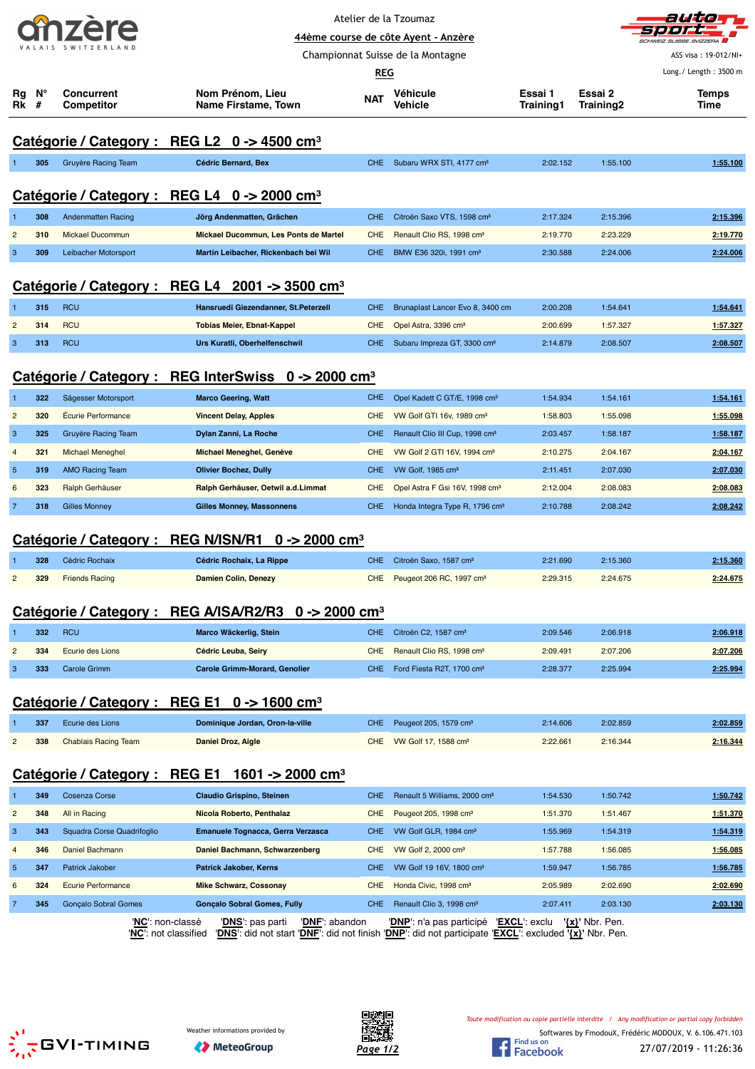Atelier de la Tzoumaz

**44ème course de côte Ayent - Anzère**

Championnat Suisse de la Montagne

**REG**

ASS visa : 19-012/NI+

Long./ Length : 3500 m

| Rg Rk | N° # | Concurrent Competitor | Nom Prénom, Lieu Name Firstame, Town | NAT | Véhicule Vehicle | Essai 1 Training1 | Essai 2 Training2 | Temps Time |
|---|---|---|---|---|---|---|---|---|

## Catégorie / Category : REG L2 0 -> 4500 cm³

| Rg | N° | Concurrent | Nom Prénom, Lieu | NAT | Véhicule | Essai 1 | Essai 2 | Temps |
|---|---|---|---|---|---|---|---|---|
| 1 | 305 | Gruyère Racing Team | Cédric Bernard, Bex | CHE | Subaru WRX STI, 4177 cm³ | 2:02.152 | 1:55.100 | 1:55.100 |

## Catégorie / Category : REG L4 0 -> 2000 cm³

| Rg | N° | Concurrent | Nom Prénom, Lieu | NAT | Véhicule | Essai 1 | Essai 2 | Temps |
|---|---|---|---|---|---|---|---|---|
| 1 | 308 | Andenmatten Racing | Jörg Andenmatten, Grächen | CHE | Citroën Saxo VTS, 1598 cm³ | 2:17.324 | 2:15.396 | 2:15.396 |
| 2 | 310 | Mickael Ducommun | Mickael Ducommun, Les Ponts de Martel | CHE | Renault Clio RS, 1998 cm³ | 2:19.770 | 2:23.229 | 2:19.770 |
| 3 | 309 | Leibacher Motorsport | Martin Leibacher, Rickenbach bei Wil | CHE | BMW E36 320i, 1991 cm³ | 2:30.588 | 2:24.006 | 2:24.006 |

## Catégorie / Category : REG L4 2001 -> 3500 cm³

| Rg | N° | Concurrent | Nom Prénom, Lieu | NAT | Véhicule | Essai 1 | Essai 2 | Temps |
|---|---|---|---|---|---|---|---|---|
| 1 | 315 | RCU | Hansruedi Giezendanner, St.Peterzell | CHE | Brunaplast Lancer Evo 8, 3400 cm | 2:00.208 | 1:54.641 | 1:54.641 |
| 2 | 314 | RCU | Tobias Meier, Ebnat-Kappel | CHE | Opel Astra, 3396 cm³ | 2:00.699 | 1:57.327 | 1:57.327 |
| 3 | 313 | RCU | Urs Kuratli, Oberhelfenschwil | CHE | Subaru Impreza GT, 3300 cm³ | 2:14.879 | 2:08.507 | 2:08.507 |

## Catégorie / Category : REG InterSwiss 0 -> 2000 cm³

| Rg | N° | Concurrent | Nom Prénom, Lieu | NAT | Véhicule | Essai 1 | Essai 2 | Temps |
|---|---|---|---|---|---|---|---|---|
| 1 | 322 | Sägesser Motorsport | Marco Geering, Watt | CHE | Opel Kadett C GT/E, 1998 cm³ | 1:54.934 | 1:54.161 | 1:54.161 |
| 2 | 320 | Écurie Performance | Vincent Delay, Apples | CHE | VW Golf GTI 16v, 1989 cm³ | 1:58.803 | 1:55.098 | 1:55.098 |
| 3 | 325 | Gruyère Racing Team | Dylan Zanni, La Roche | CHE | Renault Clio III Cup, 1998 cm³ | 2:03.457 | 1:58.187 | 1:58.187 |
| 4 | 321 | Michael Meneghel | Michael Meneghel, Genève | CHE | VW Golf 2 GTI 16V, 1994 cm³ | 2:10.275 | 2:04.167 | 2:04.167 |
| 5 | 319 | AMO Racing Team | Olivier Bochez, Dully | CHE | VW Golf, 1985 cm³ | 2:11.451 | 2:07.030 | 2:07.030 |
| 6 | 323 | Ralph Gerhäuser | Ralph Gerhäuser, Oetwil a.d.Limmat | CHE | Opel Astra F Gsi 16V, 1998 cm³ | 2:12.004 | 2:08.083 | 2:08.083 |
| 7 | 318 | Gilles Monney | Gilles Monney, Massonnens | CHE | Honda Integra Type R, 1796 cm³ | 2:10.788 | 2:08.242 | 2:08.242 |

## Catégorie / Category : REG N/ISN/R1 0 -> 2000 cm³

| Rg | N° | Concurrent | Nom Prénom, Lieu | NAT | Véhicule | Essai 1 | Essai 2 | Temps |
|---|---|---|---|---|---|---|---|---|
| 1 | 328 | Cédric Rochaix | Cédric Rochaix, La Rippe | CHE | Citroën Saxo, 1587 cm³ | 2:21.690 | 2:15.360 | 2:15.360 |
| 2 | 329 | Friends Racing | Damien Colin, Denezy | CHE | Peugeot 206 RC, 1997 cm³ | 2:29.315 | 2:24.675 | 2:24.675 |

## Catégorie / Category : REG A/ISA/R2/R3 0 -> 2000 cm³

| Rg | N° | Concurrent | Nom Prénom, Lieu | NAT | Véhicule | Essai 1 | Essai 2 | Temps |
|---|---|---|---|---|---|---|---|---|
| 1 | 332 | RCU | Marco Wäckerlig, Stein | CHE | Citroën C2, 1587 cm³ | 2:09.546 | 2:06.918 | 2:06.918 |
| 2 | 334 | Ecurie des Lions | Cédric Leuba, Seiry | CHE | Renault Clio RS, 1998 cm³ | 2:09.491 | 2:07.206 | 2:07.206 |
| 3 | 333 | Carole Grimm | Carole Grimm-Morard, Genolier | CHE | Ford Fiesta R2T, 1700 cm³ | 2:28.377 | 2:25.994 | 2:25.994 |

## Catégorie / Category : REG E1 0 -> 1600 cm³

| Rg | N° | Concurrent | Nom Prénom, Lieu | NAT | Véhicule | Essai 1 | Essai 2 | Temps |
|---|---|---|---|---|---|---|---|---|
| 1 | 337 | Ecurie des Lions | Dominique Jordan, Oron-la-ville | CHE | Peugeot 205, 1579 cm³ | 2:14.606 | 2:02.859 | 2:02.859 |
| 2 | 338 | Chablais Racing Team | Daniel Droz, Aigle | CHE | VW Golf 17, 1588 cm³ | 2:22.661 | 2:16.344 | 2:16.344 |

## Catégorie / Category : REG E1 1601 -> 2000 cm³

| Rg | N° | Concurrent | Nom Prénom, Lieu | NAT | Véhicule | Essai 1 | Essai 2 | Temps |
|---|---|---|---|---|---|---|---|---|
| 1 | 349 | Cosenza Corse | Claudio Grispino, Steinen | CHE | Renault 5 Williams, 2000 cm³ | 1:54.530 | 1:50.742 | 1:50.742 |
| 2 | 348 | All in Racing | Nicola Roberto, Penthalaz | CHE | Peugeot 205, 1998 cm³ | 1:51.370 | 1:51.467 | 1:51.370 |
| 3 | 343 | Squadra Corse Quadrifoglio | Emanuele Tognacca, Gerra Verzasca | CHE | VW Golf GLR, 1984 cm³ | 1:55.969 | 1:54.319 | 1:54.319 |
| 4 | 346 | Daniel Bachmann | Daniel Bachmann, Schwarzenberg | CHE | VW Golf 2, 2000 cm³ | 1:57.788 | 1:56.085 | 1:56.085 |
| 5 | 347 | Patrick Jakober | Patrick Jakober, Kerns | CHE | VW Golf 19 16V, 1800 cm³ | 1:59.947 | 1:56.785 | 1:56.785 |
| 6 | 324 | Ecurie Performance | Mike Schwarz, Cossonay | CHE | Honda Civic, 1998 cm³ | 2:05.989 | 2:02.690 | 2:02.690 |
| 7 | 345 | Gonçalo Sobral Gomes | Gonçalo Sobral Gomes, Fully | CHE | Renault Clio 3, 1998 cm³ | 2:07.411 | 2:03.130 | 2:03.130 |

'NC': non-classé 'DNS': pas parti 'DNF': abandon 'DNP': n'a pas participé 'EXCL': exclu '{x}' Nbr. Pen.
'NC': not classified 'DNS': did not start 'DNF': did not finish 'DNP': did not participate 'EXCL': excluded '{x}' Nbr. Pen.

Weather informations provided by MeteoGroup

*Toute modification ou copie partielle interdite / Any modification or partial copy forbidden*

Softwares by FmodouX, Frédéric MODOUX, V. 6.106.471.103

27/07/2019 - 11:26:36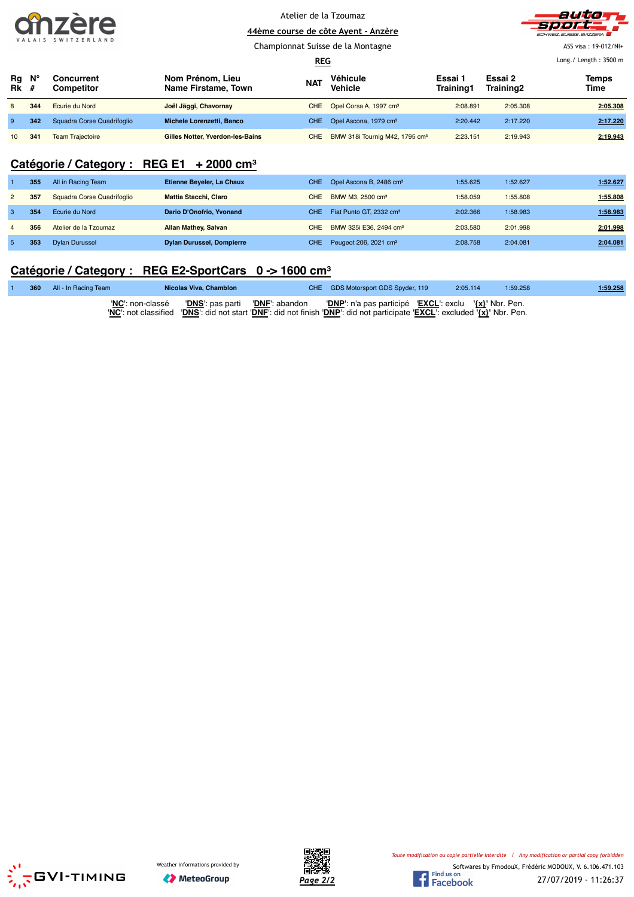Atelier de la Tzoumaz

44ème course de côte Ayent - Anzère

Championnat Suisse de la Montagne

REG

ASS visa : 19-012/NI+

Long./ Length : 3500 m

| Rg Rk | N° # | Concurrent Competitor | Nom Prénom, Lieu Name Firstame, Town | NAT | Véhicule Vehicle | Essai 1 Training1 | Essai 2 Training2 | Temps Time |
|---|---|---|---|---|---|---|---|---|
| 8 | 344 | Ecurie du Nord | Joël Jäggi, Chavornay | CHE | Opel Corsa A, 1997 cm³ | 2:08.891 | 2:05.308 | 2:05.308 |
| 9 | 342 | Squadra Corse Quadrifoglio | Michele Lorenzetti, Banco | CHE | Opel Ascona, 1979 cm³ | 2:20.442 | 2:17.220 | 2:17.220 |
| 10 | 341 | Team Trajectoire | Gilles Notter, Yverdon-les-Bains | CHE | BMW 318i Tournig M42, 1795 cm³ | 2:23.151 | 2:19.943 | 2:19.943 |

## Catégorie / Category : REG E1 + 2000 cm³

| Rg Rk | N° # | Concurrent Competitor | Nom Prénom, Lieu Name Firstame, Town | NAT | Véhicule Vehicle | Essai 1 Training1 | Essai 2 Training2 | Temps Time |
|---|---|---|---|---|---|---|---|---|
| 1 | 355 | All in Racing Team | Etienne Beyeler, La Chaux | CHE | Opel Ascona B, 2486 cm³ | 1:55.625 | 1:52.627 | 1:52.627 |
| 2 | 357 | Squadra Corse Quadrifoglio | Mattia Stacchi, Claro | CHE | BMW M3, 2500 cm³ | 1:58.059 | 1:55.808 | 1:55.808 |
| 3 | 354 | Ecurie du Nord | Dario D'Onofrio, Yvonand | CHE | Fiat Punto GT, 2332 cm³ | 2:02.366 | 1:58.983 | 1:58.983 |
| 4 | 356 | Atelier de la Tzoumaz | Allan Mathey, Salvan | CHE | BMW 325i E36, 2494 cm³ | 2:03.580 | 2:01.998 | 2:01.998 |
| 5 | 353 | Dylan Durussel | Dylan Durussel, Dompierre | CHE | Peugeot 206, 2021 cm³ | 2:08.758 | 2:04.081 | 2:04.081 |

## Catégorie / Category : REG E2-SportCars 0 -> 1600 cm³

| Rg Rk | N° # | Concurrent Competitor | Nom Prénom, Lieu Name Firstame, Town | NAT | Véhicule Vehicle | Essai 1 Training1 | Essai 2 Training2 | Temps Time |
|---|---|---|---|---|---|---|---|---|
| 1 | 360 | All - In Racing Team | Nicolas Viva, Chamblon | CHE | GDS Motorsport GDS Spyder, 119 | 2:05.114 | 1:59.258 | 1:59.258 |

'NC': non-classé 'DNS': pas parti 'DNF': abandon 'DNP': n'a pas participé 'EXCL': exclu '{x}' Nbr. Pen.
'NC': not classified 'DNS': did not start 'DNF': did not finish 'DNP': did not participate 'EXCL': excluded '{x}' Nbr. Pen.

Weather informations provided by MeteoGroup

*Toute modification ou copie partielle interdite / Any modification or partial copy forbidden*

Softwares by FmodouX, Frédéric MODOUX, V. 6.106.471.103

27/07/2019 - 11:26:37